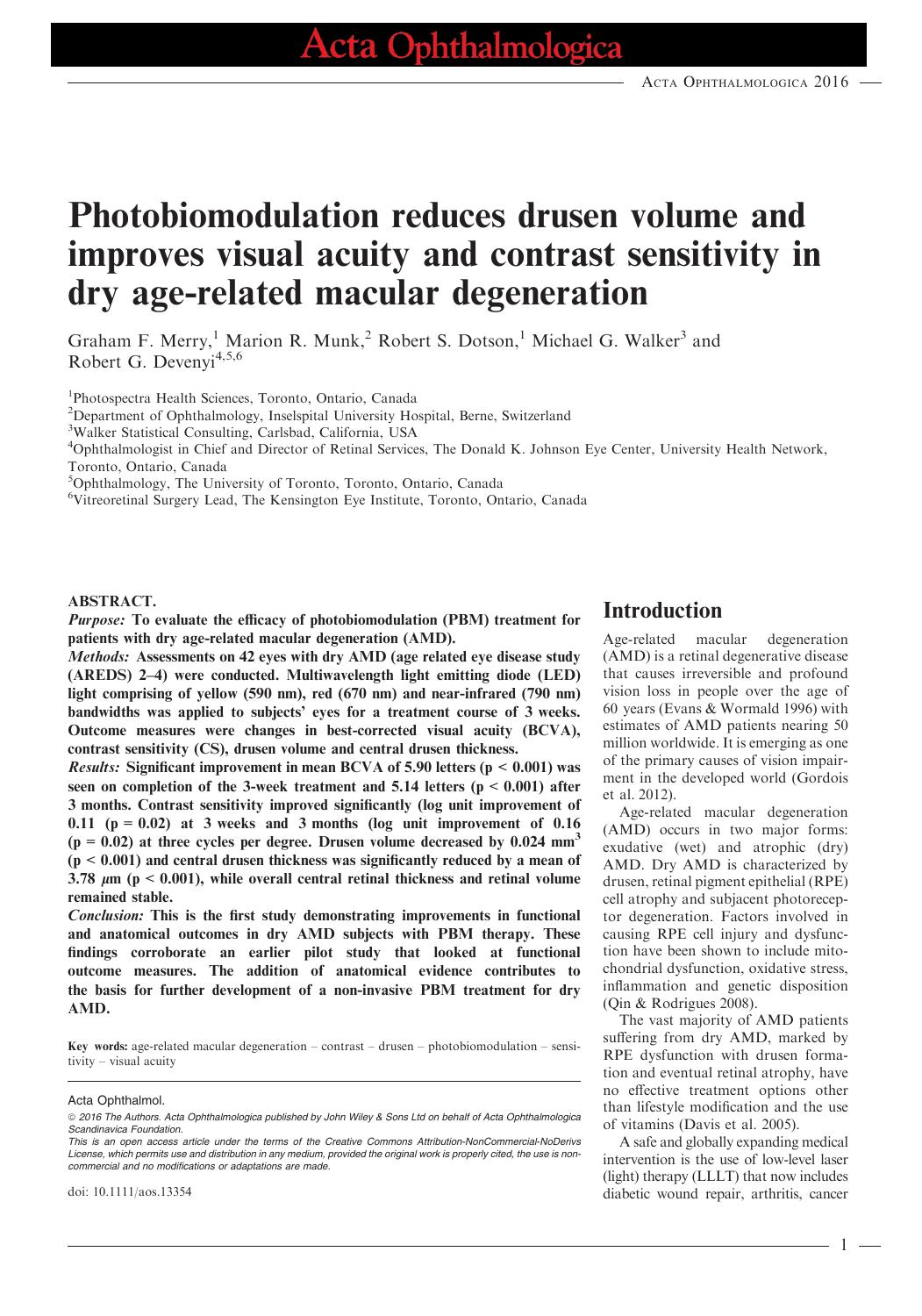# Photobiomodulation reduces drusen volume and improves visual acuity and contrast sensitivity in dry age-related macular degeneration

Graham F. Merry,[1] Marion R. Munk,[2] Robert S. Dotson,[1] Michael G. Walker[3] and Robert G. Devenyi[4,5,6]

[1]Photospectra Health Sciences, Toronto, Ontario, Canada
[2]Department of Ophthalmology, Inselspital University Hospital, Berne, Switzerland
[3]Walker Statistical Consulting, Carlsbad, California, USA
[4]Ophthalmologist in Chief and Director of Retinal Services, The Donald K. Johnson Eye Center, University Health Network, Toronto, Ontario, Canada
[5]Ophthalmology, The University of Toronto, Toronto, Ontario, Canada
[6]Vitreoretinal Surgery Lead, The Kensington Eye Institute, Toronto, Ontario, Canada

## ABSTRACT.

***Purpose:*** **To evaluate the efficacy of photobiomodulation (PBM) treatment for patients with dry age-related macular degeneration (AMD).**

***Methods:*** **Assessments on 42 eyes with dry AMD (age related eye disease study (AREDS) 2–4) were conducted. Multiwavelength light emitting diode (LED) light comprising of yellow (590 nm), red (670 nm) and near-infrared (790 nm) bandwidths was applied to subjects' eyes for a treatment course of 3 weeks. Outcome measures were changes in best-corrected visual acuity (BCVA), contrast sensitivity (CS), drusen volume and central drusen thickness.**

***Results:*** **Significant improvement in mean BCVA of 5.90 letters ($p < 0.001$) was seen on completion of the 3-week treatment and 5.14 letters ($p < 0.001$) after 3 months. Contrast sensitivity improved significantly (log unit improvement of 0.11 ($p = 0.02$) at 3 weeks and 3 months (log unit improvement of 0.16 ($p = 0.02$) at three cycles per degree. Drusen volume decreased by 0.024 $mm^3$ ($p < 0.001$) and central drusen thickness was significantly reduced by a mean of 3.78 $\mu m$ ($p < 0.001$), while overall central retinal thickness and retinal volume remained stable.**

***Conclusion:*** **This is the first study demonstrating improvements in functional and anatomical outcomes in dry AMD subjects with PBM therapy. These findings corroborate an earlier pilot study that looked at functional outcome measures. The addition of anatomical evidence contributes to the basis for further development of a non-invasive PBM treatment for dry AMD.**

**Key words:** age-related macular degeneration – contrast – drusen – photobiomodulation – sensitivity – visual acuity

Acta Ophthalmol.

© 2016 The Authors. Acta Ophthalmologica published by John Wiley & Sons Ltd on behalf of Acta Ophthalmologica Scandinavica Foundation.

This is an open access article under the terms of the Creative Commons Attribution-NonCommercial-NoDerivs License, which permits use and distribution in any medium, provided the original work is properly cited, the use is non-commercial and no modifications or adaptations are made.

doi: 10.1111/aos.13354

## Introduction

Age-related macular degeneration (AMD) is a retinal degenerative disease that causes irreversible and profound vision loss in people over the age of 60 years (Evans & Wormald 1996) with estimates of AMD patients nearing 50 million worldwide. It is emerging as one of the primary causes of vision impairment in the developed world (Gordois et al. 2012).

Age-related macular degeneration (AMD) occurs in two major forms: exudative (wet) and atrophic (dry) AMD. Dry AMD is characterized by drusen, retinal pigment epithelial (RPE) cell atrophy and subjacent photoreceptor degeneration. Factors involved in causing RPE cell injury and dysfunction have been shown to include mitochondrial dysfunction, oxidative stress, inflammation and genetic disposition (Qin & Rodrigues 2008).

The vast majority of AMD patients suffering from dry AMD, marked by RPE dysfunction with drusen formation and eventual retinal atrophy, have no effective treatment options other than lifestyle modification and the use of vitamins (Davis et al. 2005).

A safe and globally expanding medical intervention is the use of low-level laser (light) therapy (LLLT) that now includes diabetic wound repair, arthritis, cancer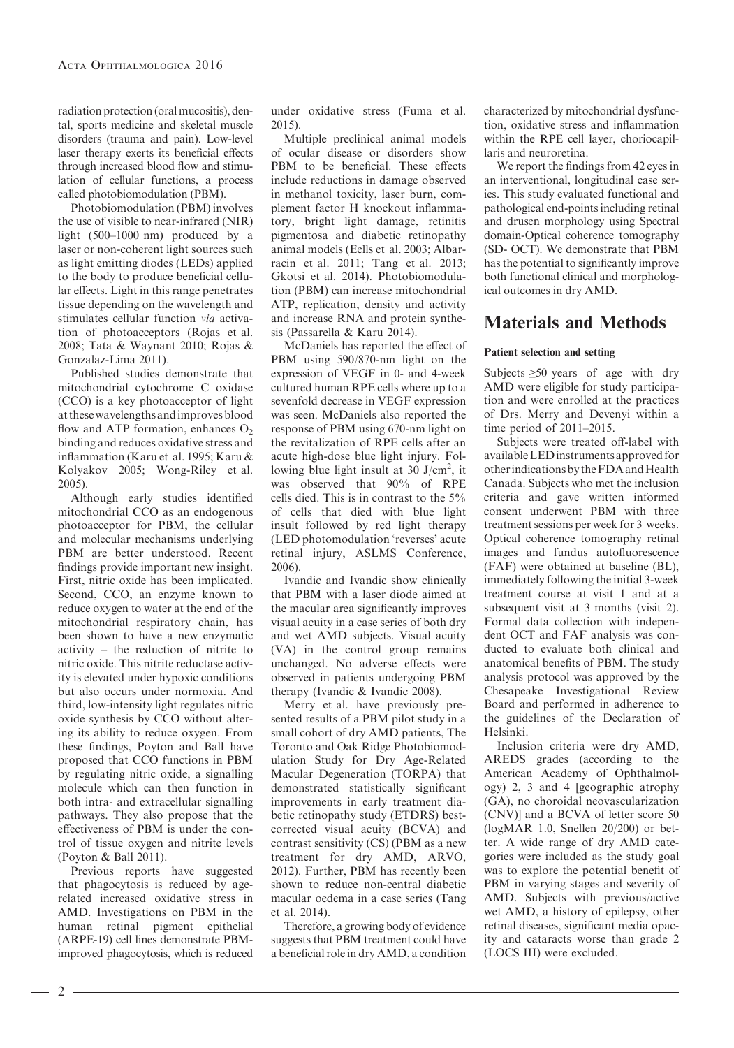radiation protection (oral mucositis), dental, sports medicine and skeletal muscle disorders (trauma and pain). Low-level laser therapy exerts its beneficial effects through increased blood flow and stimulation of cellular functions, a process called photobiomodulation (PBM).

Photobiomodulation (PBM) involves the use of visible to near-infrared (NIR) light (500–1000 nm) produced by a laser or non-coherent light sources such as light emitting diodes (LEDs) applied to the body to produce beneficial cellular effects. Light in this range penetrates tissue depending on the wavelength and stimulates cellular function *via* activation of photoacceptors (Rojas et al. 2008; Tata & Waynant 2010; Rojas & Gonzalaz-Lima 2011).

Published studies demonstrate that mitochondrial cytochrome C oxidase (CCO) is a key photoacceptor of light at these wavelengths and improves blood flow and ATP formation, enhances $O_2$ binding and reduces oxidative stress and inflammation (Karu et al. 1995; Karu & Kolyakov 2005; Wong-Riley et al. 2005).

Although early studies identified mitochondrial CCO as an endogenous photoacceptor for PBM, the cellular and molecular mechanisms underlying PBM are better understood. Recent findings provide important new insight. First, nitric oxide has been implicated. Second, CCO, an enzyme known to reduce oxygen to water at the end of the mitochondrial respiratory chain, has been shown to have a new enzymatic activity – the reduction of nitrite to nitric oxide. This nitrite reductase activity is elevated under hypoxic conditions but also occurs under normoxia. And third, low-intensity light regulates nitric oxide synthesis by CCO without altering its ability to reduce oxygen. From these findings, Poyton and Ball have proposed that CCO functions in PBM by regulating nitric oxide, a signalling molecule which can then function in both intra- and extracellular signalling pathways. They also propose that the effectiveness of PBM is under the control of tissue oxygen and nitrite levels (Poyton & Ball 2011).

Previous reports have suggested that phagocytosis is reduced by age-related increased oxidative stress in AMD. Investigations on PBM in the human retinal pigment epithelial (ARPE-19) cell lines demonstrate PBM-improved phagocytosis, which is reduced under oxidative stress (Fuma et al. 2015).

Multiple preclinical animal models of ocular disease or disorders show PBM to be beneficial. These effects include reductions in damage observed in methanol toxicity, laser burn, complement factor H knockout inflammatory, bright light damage, retinitis pigmentosa and diabetic retinopathy animal models (Eells et al. 2003; Albarracin et al. 2011; Tang et al. 2013; Gkotsi et al. 2014). Photobiomodulation (PBM) can increase mitochondrial ATP, replication, density and activity and increase RNA and protein synthesis (Passarella & Karu 2014).

McDaniels has reported the effect of PBM using 590/870-nm light on the expression of VEGF in 0- and 4-week cultured human RPE cells where up to a sevenfold decrease in VEGF expression was seen. McDaniels also reported the response of PBM using 670-nm light on the revitalization of RPE cells after an acute high-dose blue light injury. Following blue light insult at 30 J/cm$^2$, it was observed that 90% of RPE cells died. This is in contrast to the 5% of cells that died with blue light insult followed by red light therapy (LED photomodulation 'reverses' acute retinal injury, ASLMS Conference, 2006).

Ivandic and Ivandic show clinically that PBM with a laser diode aimed at the macular area significantly improves visual acuity in a case series of both dry and wet AMD subjects. Visual acuity (VA) in the control group remains unchanged. No adverse effects were observed in patients undergoing PBM therapy (Ivandic & Ivandic 2008).

Merry et al. have previously presented results of a PBM pilot study in a small cohort of dry AMD patients, The Toronto and Oak Ridge Photobiomodulation Study for Dry Age-Related Macular Degeneration (TORPA) that demonstrated statistically significant improvements in early treatment diabetic retinopathy study (ETDRS) best-corrected visual acuity (BCVA) and contrast sensitivity (CS) (PBM as a new treatment for dry AMD, ARVO, 2012). Further, PBM has recently been shown to reduce non-central diabetic macular oedema in a case series (Tang et al. 2014).

Therefore, a growing body of evidence suggests that PBM treatment could have a beneficial role in dry AMD, a condition characterized by mitochondrial dysfunction, oxidative stress and inflammation within the RPE cell layer, choriocapillaris and neuroretina.

We report the findings from 42 eyes in an interventional, longitudinal case series. This study evaluated functional and pathological end-points including retinal and drusen morphology using Spectral domain-Optical coherence tomography (SD- OCT). We demonstrate that PBM has the potential to significantly improve both functional clinical and morphological outcomes in dry AMD.

## Materials and Methods

#### Patient selection and setting

Subjects ≥50 years of age with dry AMD were eligible for study participation and were enrolled at the practices of Drs. Merry and Devenyi within a time period of 2011–2015.

Subjects were treated off-label with available LED instruments approved for other indications by the FDA and Health Canada. Subjects who met the inclusion criteria and gave written informed consent underwent PBM with three treatment sessions per week for 3 weeks. Optical coherence tomography retinal images and fundus autofluorescence (FAF) were obtained at baseline (BL), immediately following the initial 3-week treatment course at visit 1 and at a subsequent visit at 3 months (visit 2). Formal data collection with independent OCT and FAF analysis was conducted to evaluate both clinical and anatomical benefits of PBM. The study analysis protocol was approved by the Chesapeake Investigational Review Board and performed in adherence to the guidelines of the Declaration of Helsinki.

Inclusion criteria were dry AMD, AREDS grades (according to the American Academy of Ophthalmology) 2, 3 and 4 [geographic atrophy (GA), no choroidal neovascularization (CNV)] and a BCVA of letter score 50 (logMAR 1.0, Snellen 20/200) or better. A wide range of dry AMD categories were included as the study goal was to explore the potential benefit of PBM in varying stages and severity of AMD. Subjects with previous/active wet AMD, a history of epilepsy, other retinal diseases, significant media opacity and cataracts worse than grade 2 (LOCS III) were excluded.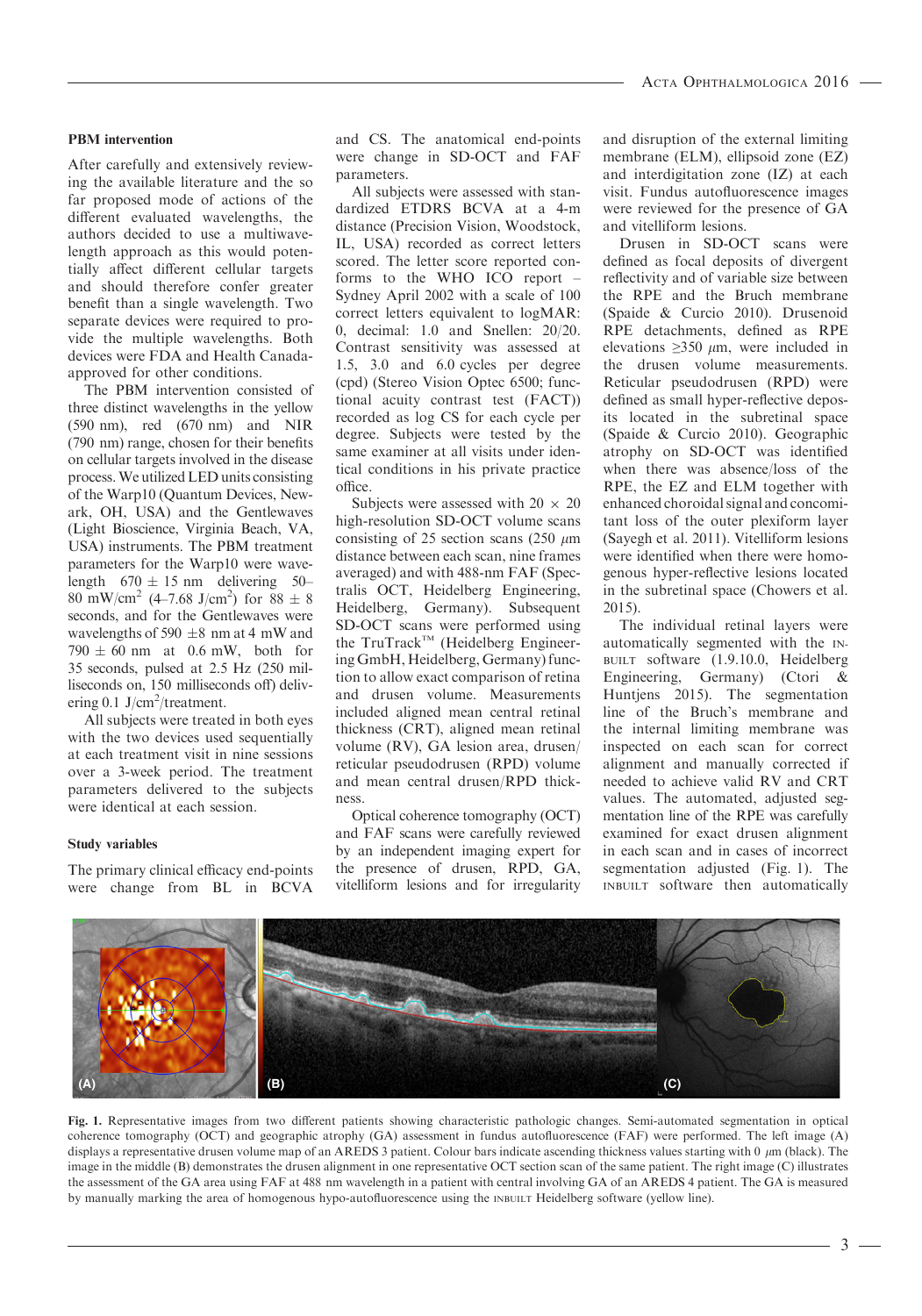### PBM intervention

After carefully and extensively reviewing the available literature and the so far proposed mode of actions of the different evaluated wavelengths, the authors decided to use a multiwavelength approach as this would potentially affect different cellular targets and should therefore confer greater benefit than a single wavelength. Two separate devices were required to provide the multiple wavelengths. Both devices were FDA and Health Canada-approved for other conditions.

The PBM intervention consisted of three distinct wavelengths in the yellow (590 nm), red (670 nm) and NIR (790 nm) range, chosen for their benefits on cellular targets involved in the disease process. We utilized LED units consisting of the Warp10 (Quantum Devices, Newark, OH, USA) and the Gentlewaves (Light Bioscience, Virginia Beach, VA, USA) instruments. The PBM treatment parameters for the Warp10 were wavelength 670 ± 15 nm delivering 50–80 mW/cm$^2$ (4–7.68 J/cm$^2$) for 88 ± 8 seconds, and for the Gentlewaves were wavelengths of 590 ±8 nm at 4 mW and 790 ± 60 nm at 0.6 mW, both for 35 seconds, pulsed at 2.5 Hz (250 milliseconds on, 150 milliseconds off) delivering 0.1 J/cm$^2$/treatment.

All subjects were treated in both eyes with the two devices used sequentially at each treatment visit in nine sessions over a 3-week period. The treatment parameters delivered to the subjects were identical at each session.

### Study variables

The primary clinical efficacy end-points were change from BL in BCVA and CS. The anatomical end-points were change in SD-OCT and FAF parameters.

All subjects were assessed with standardized ETDRS BCVA at a 4-m distance (Precision Vision, Woodstock, IL, USA) recorded as correct letters scored. The letter score reported conforms to the WHO ICO report – Sydney April 2002 with a scale of 100 correct letters equivalent to logMAR: 0, decimal: 1.0 and Snellen: 20/20. Contrast sensitivity was assessed at 1.5, 3.0 and 6.0 cycles per degree (cpd) (Stereo Vision Optec 6500; functional acuity contrast test (FACT)) recorded as log CS for each cycle per degree. Subjects were tested by the same examiner at all visits under identical conditions in his private practice office.

Subjects were assessed with 20 × 20 high-resolution SD-OCT volume scans consisting of 25 section scans (250 $\mu$m distance between each scan, nine frames averaged) and with 488-nm FAF (Spectralis OCT, Heidelberg Engineering, Heidelberg, Germany). Subsequent SD-OCT scans were performed using the TruTrack™ (Heidelberg Engineering GmbH, Heidelberg, Germany) function to allow exact comparison of retina and drusen volume. Measurements included aligned mean central retinal thickness (CRT), aligned mean retinal volume (RV), GA lesion area, drusen/reticular pseudodrusen (RPD) volume and mean central drusen/RPD thickness.

Optical coherence tomography (OCT) and FAF scans were carefully reviewed by an independent imaging expert for the presence of drusen, RPD, GA, vitelliform lesions and for irregularity and disruption of the external limiting membrane (ELM), ellipsoid zone (EZ) and interdigitation zone (IZ) at each visit. Fundus autofluorescence images were reviewed for the presence of GA and vitelliform lesions.

Drusen in SD-OCT scans were defined as focal deposits of divergent reflectivity and of variable size between the RPE and the Bruch membrane (Spaide & Curcio 2010). Drusenoid RPE detachments, defined as RPE elevations ≥350 $\mu$m, were included in the drusen volume measurements. Reticular pseudodrusen (RPD) were defined as small hyper-reflective deposits located in the subretinal space (Spaide & Curcio 2010). Geographic atrophy on SD-OCT was identified when there was absence/loss of the RPE, the EZ and ELM together with enhanced choroidal signal and concomitant loss of the outer plexiform layer (Sayegh et al. 2011). Vitelliform lesions were identified when there were homogenous hyper-reflective lesions located in the subretinal space (Chowers et al. 2015).

The individual retinal layers were automatically segmented with the INBUILT software (1.9.10.0, Heidelberg Engineering, Germany) (Ctori & Huntjens 2015). The segmentation line of the Bruch's membrane and the internal limiting membrane was inspected on each scan for correct alignment and manually corrected if needed to achieve valid RV and CRT values. The automated, adjusted segmentation line for the RPE was carefully examined for exact drusen alignment in each scan and in cases of incorrect segmentation adjusted (Fig. 1). The INBUILT software then automatically

Fig. 1. Representative images from two different patients showing characteristic pathologic changes. Semi-automated segmentation in optical coherence tomography (OCT) and geographic atrophy (GA) assessment in fundus autofluorescence (FAF) were performed. The left image (A) displays a representative drusen volume map of an AREDS 3 patient. Colour bars indicate ascending thickness values starting with 0 $\mu$m (black). The image in the middle (B) demonstrates the drusen alignment in one representative OCT section scan of the same patient. The right image (C) illustrates the assessment of the GA area using FAF at 488 nm wavelength in a patient with central involving GA of an AREDS 4 patient. The GA is measured by manually marking the area of homogenous hypo-autofluorescence using the INBUILT Heidelberg software (yellow line).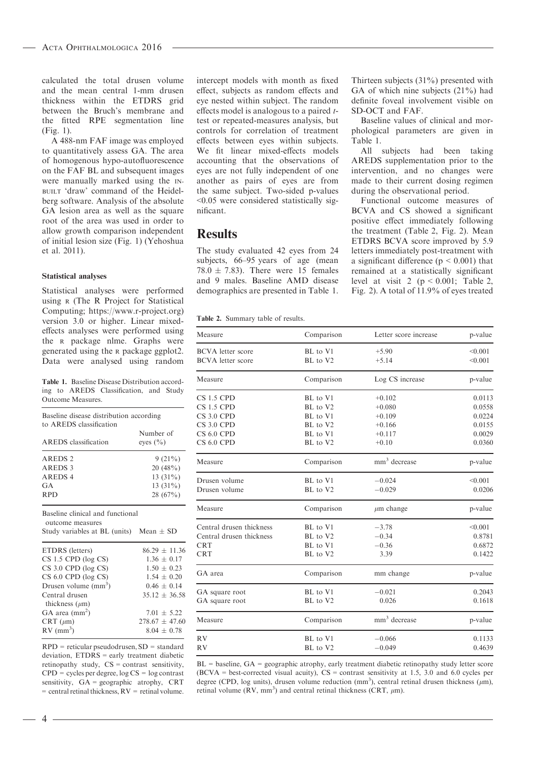calculated the total drusen volume and the mean central 1-mm drusen thickness within the ETDRS grid between the Bruch's membrane and the fitted RPE segmentation line (Fig. 1).

A 488-nm FAF image was employed to quantitatively assess GA. The area of homogenous hypo-autofluorescence on the FAF BL and subsequent images were manually marked using the INBUILT 'draw' command of the Heidelberg software. Analysis of the absolute GA lesion area as well as the square root of the area was used in order to allow growth comparison independent of initial lesion size (Fig. 1) (Yehoshua et al. 2011).

#### Statistical analyses

Statistical analyses were performed using R (The R Project for Statistical Computing; https://www.r-project.org) version 3.0 or higher. Linear mixed-effects analyses were performed using the R package nlme. Graphs were generated using the R package ggplot2. Data were analysed using random intercept models with month as fixed effect, subjects as random effects and eye nested within subject. The random effects model is analogous to a paired $t$-test or repeated-measures analysis, but controls for correlation of treatment effects between eyes within subjects. We fit linear mixed-effects models accounting that the observations of eyes are not fully independent of one another as pairs of eyes are from the same subject. Two-sided p-values $<0.05$ were considered statistically significant.

**Table 1.** Baseline Disease Distribution according to AREDS Classification, and Study Outcome Measures.

| Baseline disease distribution according to AREDS classification | |
|---|---|
| AREDS classification | Number of eyes (%) |
| AREDS 2 | 9 (21%) |
| AREDS 3 | 20 (48%) |
| AREDS 4 | 13 (31%) |
| GA | 13 (31%) |
| RPD | 28 (67%) |
| **Baseline clinical and functional outcome measures** | |
| Study variables at BL (units) | Mean ± SD |
| ETDRS (letters) | 86.29 ± 11.36 |
| CS 1.5 CPD (log CS) | 1.36 ± 0.17 |
| CS 3.0 CPD (log CS) | 1.50 ± 0.23 |
| CS 6.0 CPD (log CS) | 1.54 ± 0.20 |
| Drusen volume (mm$^3$) | 0.46 ± 0.14 |
| Central drusen thickness ($\mu$m) | 35.12 ± 36.58 |
| GA area (mm$^2$) | 7.01 ± 5.22 |
| CRT ($\mu$m) | 278.67 ± 47.60 |
| RV (mm$^3$) | 8.04 ± 0.78 |

RPD = reticular pseudodrusen, SD = standard deviation, ETDRS = early treatment diabetic retinopathy study, CS = contrast sensitivity, CPD = cycles per degree, log CS = log contrast sensitivity, GA = geographic atrophy, CRT = central retinal thickness, RV = retinal volume.

## Results

The study evaluated 42 eyes from 24 subjects, 66–95 years of age (mean 78.0 ± 7.83). There were 15 females and 9 males. Baseline AMD disease demographics are presented in Table 1. Thirteen subjects (31%) presented with GA of which nine subjects (21%) had definite foveal involvement visible on SD-OCT and FAF.

Baseline values of clinical and morphological parameters are given in Table 1.

All subjects had been taking AREDS supplementation prior to the intervention, and no changes were made to their current dosing regimen during the observational period.

Functional outcome measures of BCVA and CS showed a significant positive effect immediately following the treatment (Table 2, Fig. 2). Mean ETDRS BCVA score improved by 5.9 letters immediately post-treatment with a significant difference ($p < 0.001$) that remained at a statistically significant level at visit 2 ($p < 0.001$; Table 2, Fig. 2). A total of 11.9% of eyes treated

**Table 2.** Summary table of results.

| Measure | Comparison | Letter score increase | p-value |
|---|---|---|---|
| BCVA letter score | BL to V1 | +5.90 | <0.001 |
| BCVA letter score | BL to V2 | +5.14 | <0.001 |
| **Measure** | **Comparison** | **Log CS increase** | **p-value** |
| CS 1.5 CPD | BL to V1 | +0.102 | 0.0113 |
| CS 1.5 CPD | BL to V2 | +0.080 | 0.0558 |
| CS 3.0 CPD | BL to V1 | +0.109 | 0.0224 |
| CS 3.0 CPD | BL to V2 | +0.166 | 0.0155 |
| CS 6.0 CPD | BL to V1 | +0.117 | 0.0029 |
| CS 6.0 CPD | BL to V2 | +0.10 | 0.0360 |
| **Measure** | **Comparison** | **mm$^3$ decrease** | **p-value** |
| Drusen volume | BL to V1 | −0.024 | <0.001 |
| Drusen volume | BL to V2 | −0.029 | 0.0206 |
| **Measure** | **Comparison** | **$\mu$m change** | **p-value** |
| Central drusen thickness | BL to V1 | −3.78 | <0.001 |
| Central drusen thickness | BL to V2 | −0.34 | 0.8781 |
| CRT | BL to V1 | −0.36 | 0.6872 |
| CRT | BL to V2 | 3.39 | 0.1422 |
| **GA area** | **Comparison** | **mm change** | **p-value** |
| GA square root | BL to V1 | −0.021 | 0.2043 |
| GA square root | BL to V2 | 0.026 | 0.1618 |
| **Measure** | **Comparison** | **mm$^3$ decrease** | **p-value** |
| RV | BL to V1 | −0.066 | 0.1133 |
| RV | BL to V2 | −0.049 | 0.4639 |

BL = baseline, GA = geographic atrophy, early treatment diabetic retinopathy study letter score (BCVA = best-corrected visual acuity), CS = contrast sensitivity at 1.5, 3.0 and 6.0 cycles per degree (CPD, log units), drusen volume reduction (mm$^3$), central retinal drusen thickness ($\mu$m), retinal volume (RV, mm$^3$) and central retinal thickness (CRT, $\mu$m).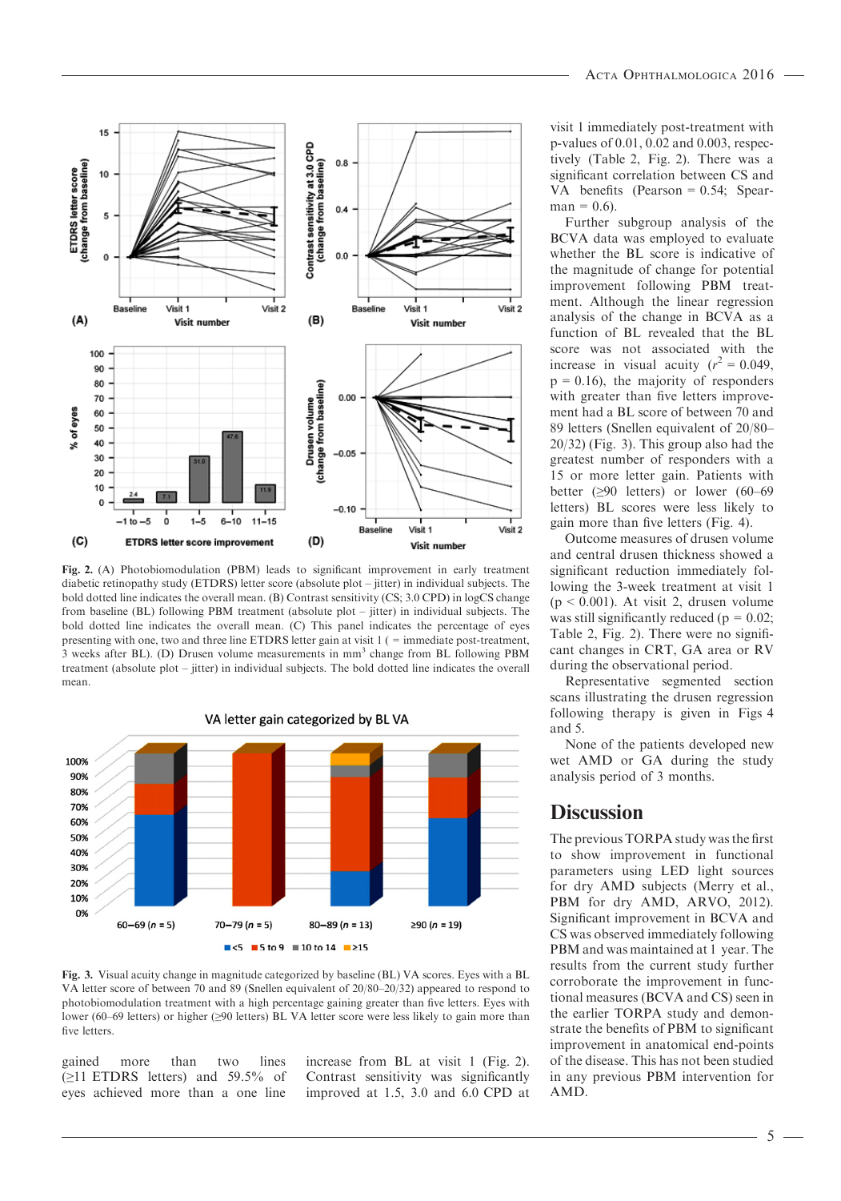Fig. 2. (A) Photobiomodulation (PBM) leads to significant improvement in early treatment diabetic retinopathy study (ETDRS) letter score (absolute plot – jitter) in individual subjects. The bold dotted line indicates the overall mean. (B) Contrast sensitivity (CS; 3.0 CPD) in logCS change from baseline (BL) following PBM treatment (absolute plot – jitter) in individual subjects. The bold dotted line indicates the overall mean. (C) This panel indicates the percentage of eyes presenting with one, two and three line ETDRS letter gain at visit 1 ( = immediate post-treatment, 3 weeks after BL). (D) Drusen volume measurements in mm$^3$ change from BL following PBM treatment (absolute plot – jitter) in individual subjects. The bold dotted line indicates the overall mean.

Fig. 3. Visual acuity change in magnitude categorized by baseline (BL) VA scores. Eyes with a BL VA letter score of between 70 and 89 (Snellen equivalent of 20/80–20/32) appeared to respond to photobiomodulation treatment with a high percentage gaining greater than five letters. Eyes with lower (60–69 letters) or higher (≥90 letters) BL VA letter score were less likely to gain more than five letters.

gained more than two lines (≥11 ETDRS letters) and 59.5% of eyes achieved more than a one line increase from BL at visit 1 (Fig. 2). Contrast sensitivity was significantly improved at 1.5, 3.0 and 6.0 CPD at visit 1 immediately post-treatment with p-values of 0.01, 0.02 and 0.003, respectively (Table 2, Fig. 2). There was a significant correlation between CS and VA benefits (Pearson = 0.54; Spearman = 0.6).

Further subgroup analysis of the BCVA data was employed to evaluate whether the BL score is indicative of the magnitude of change for potential improvement following PBM treatment. Although the linear regression analysis of the change in BCVA as a function of BL revealed that the BL score was not associated with the increase in visual acuity ($r^2 = 0.049$, $p = 0.16$), the majority of responders with greater than five letters improvement had a BL score of between 70 and 89 letters (Snellen equivalent of 20/80–20/32) (Fig. 3). This group also had the greatest number of responders with a 15 or more letter gain. Patients with better (≥90 letters) or lower (60–69 letters) BL scores were less likely to gain more than five letters (Fig. 4).

Outcome measures of drusen volume and central drusen thickness showed a significant reduction immediately following the 3-week treatment at visit 1 ($p < 0.001$). At visit 2, drusen volume was still significantly reduced ($p = 0.02$; Table 2, Fig. 2). There were no significant changes in CRT, GA area or RV during the observational period.

Representative segmented section scans illustrating the drusen regression following therapy is given in Figs 4 and 5.

None of the patients developed new wet AMD or GA during the study analysis period of 3 months.

## Discussion

The previous TORPA study was the first to show improvement in functional parameters using LED light sources for dry AMD subjects (Merry et al., PBM for dry AMD, ARVO, 2012). Significant improvement in BCVA and CS was observed immediately following PBM and was maintained at 1 year. The results from the current study further corroborate the improvement in functional measures (BCVA and CS) seen in the earlier TORPA study and demonstrate the benefits of PBM to significant improvement in anatomical end-points of the disease. This has not been studied in any previous PBM intervention for AMD.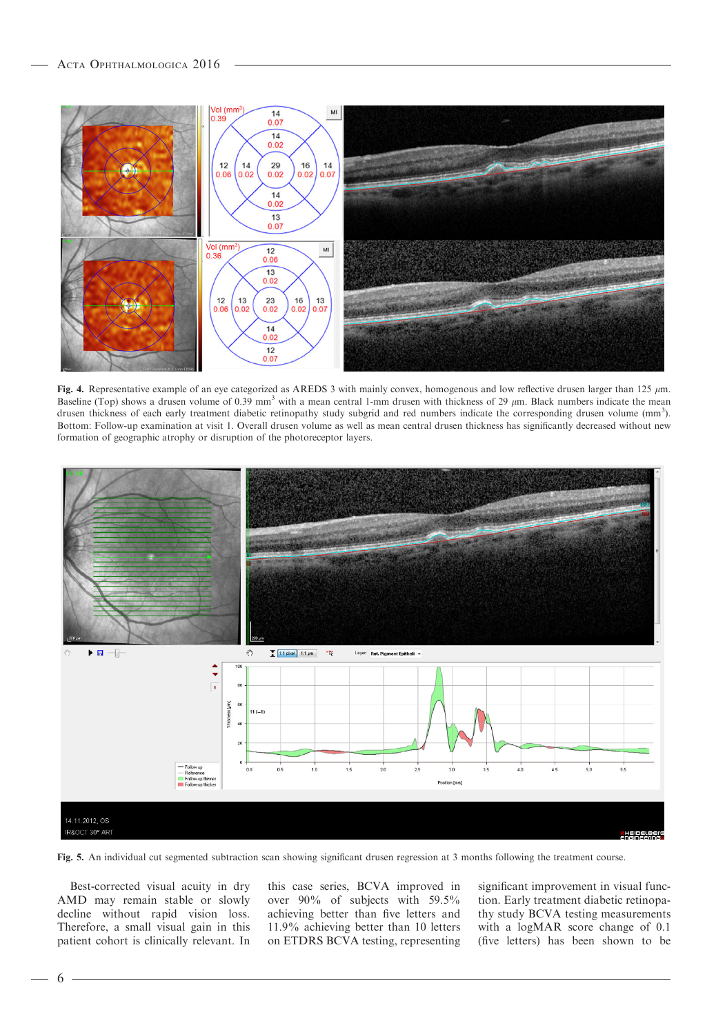**Fig. 4.** Representative example of an eye categorized as AREDS 3 with mainly convex, homogenous and low reflective drusen larger than 125 $\mu$m. Baseline (Top) shows a drusen volume of 0.39 mm$^3$ with a mean central 1-mm drusen with thickness of 29 $\mu$m. Black numbers indicate the mean drusen thickness of each early treatment diabetic retinopathy study subgrid and red numbers indicate the corresponding drusen volume (mm$^3$). Bottom: Follow-up examination at visit 1. Overall drusen volume as well as mean central drusen thickness has significantly decreased without new formation of geographic atrophy or disruption of the photoreceptor layers.

**Fig. 5.** An individual cut segmented subtraction scan showing significant drusen regression at 3 months following the treatment course.

Best-corrected visual acuity in dry AMD may remain stable or slowly decline without rapid vision loss. Therefore, a small visual gain in this patient cohort is clinically relevant. In this case series, BCVA improved in over 90% of subjects with 59.5% achieving better than five letters and 11.9% achieving better than 10 letters on ETDRS BCVA testing, representing significant improvement in visual function. Early treatment diabetic retinopathy study BCVA testing measurements with a logMAR score change of 0.1 (five letters) has been shown to be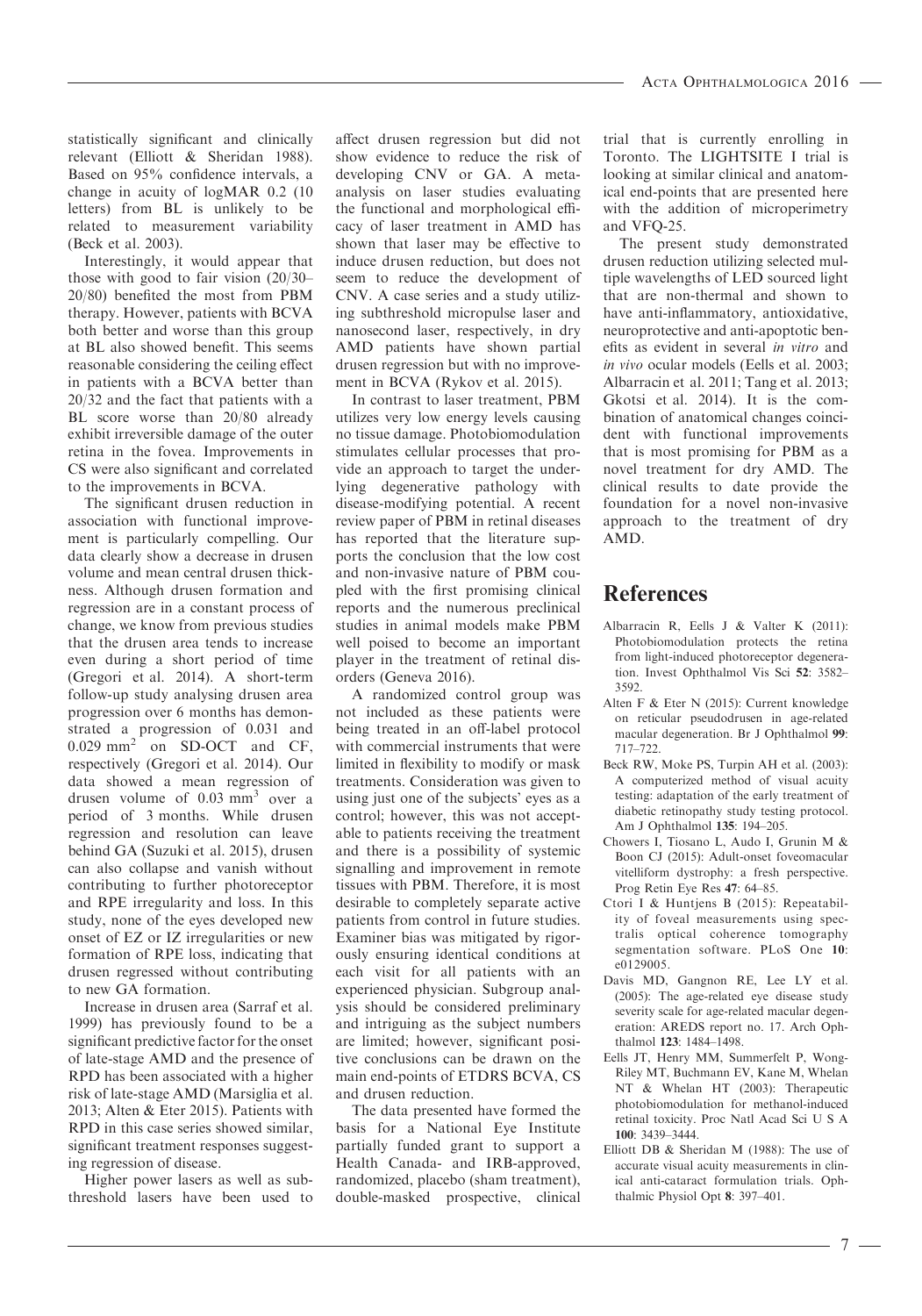statistically significant and clinically relevant (Elliott & Sheridan 1988). Based on 95% confidence intervals, a change in acuity of logMAR 0.2 (10 letters) from BL is unlikely to be related to measurement variability (Beck et al. 2003).

Interestingly, it would appear that those with good to fair vision (20/30–20/80) benefited the most from PBM therapy. However, patients with BCVA both better and worse than this group at BL also showed benefit. This seems reasonable considering the ceiling effect in patients with a BCVA better than 20/32 and the fact that patients with a BL score worse than 20/80 already exhibit irreversible damage of the outer retina in the fovea. Improvements in CS were also significant and correlated to the improvements in BCVA.

The significant drusen reduction in association with functional improvement is particularly compelling. Our data clearly show a decrease in drusen volume and mean central drusen thickness. Although drusen formation and regression are in a constant process of change, we know from previous studies that the drusen area tends to increase even during a short period of time (Gregori et al. 2014). A short-term follow-up study analysing drusen area progression over 6 months has demonstrated a progression of 0.031 and 0.029 $mm^2$ on SD-OCT and CF, respectively (Gregori et al. 2014). Our data showed a mean regression of drusen volume of 0.03 $mm^3$ over a period of 3 months. While drusen regression and resolution can leave behind GA (Suzuki et al. 2015), drusen can also collapse and vanish without contributing to further photoreceptor and RPE irregularity and loss. In this study, none of the eyes developed new onset of EZ or IZ irregularities or new formation of RPE loss, indicating that drusen regressed without contributing to new GA formation.

Increase in drusen area (Sarraf et al. 1999) has previously found to be a significant predictive factor for the onset of late-stage AMD and the presence of RPD has been associated with a higher risk of late-stage AMD (Marsiglia et al. 2013; Alten & Eter 2015). Patients with RPD in this case series showed similar, significant treatment responses suggesting regression of disease.

Higher power lasers as well as subthreshold lasers have been used to affect drusen regression but did not show evidence to reduce the risk of developing CNV or GA. A meta-analysis on laser studies evaluating the functional and morphological efficacy of laser treatment in AMD has shown that laser may be effective to induce drusen reduction, but does not seem to reduce the development of CNV. A case series and a study utilizing subthreshold micropulse laser and nanosecond laser, respectively, in dry AMD patients have shown partial drusen regression but with no improvement in BCVA (Rykov et al. 2015).

In contrast to laser treatment, PBM utilizes very low energy levels causing no tissue damage. Photobiomodulation stimulates cellular processes that provide an approach to target the underlying degenerative pathology with disease-modifying potential. A recent review paper of PBM in retinal diseases has reported that the literature supports the conclusion that the low cost and non-invasive nature of PBM coupled with the first promising clinical reports and the numerous preclinical studies in animal models make PBM well poised to become an important player in the treatment of retinal disorders (Geneva 2016).

A randomized control group was not included as these patients were being treated in an off-label protocol with commercial instruments that were limited in flexibility to modify or mask treatments. Consideration was given to using just one of the subjects' eyes as a control; however, this was not acceptable to patients receiving the treatment and there is a possibility of systemic signalling and improvement in remote tissues with PBM. Therefore, it is most desirable to completely separate active patients from control in future studies. Examiner bias was mitigated by rigorously ensuring identical conditions at each visit for all patients with an experienced physician. Subgroup analysis should be considered preliminary and intriguing as the subject numbers are limited; however, significant positive conclusions can be drawn on the main end-points of ETDRS BCVA, CS and drusen reduction.

The data presented have formed the basis for a National Eye Institute partially funded grant to support a Health Canada- and IRB-approved, randomized, placebo (sham treatment), double-masked prospective, clinical trial that is currently enrolling in Toronto. The LIGHTSITE I trial is looking at similar clinical and anatomical end-points that are presented here with the addition of microperimetry and VFQ-25.

The present study demonstrated drusen reduction utilizing selected multiple wavelengths of LED sourced light that are non-thermal and shown to have anti-inflammatory, antioxidative, neuroprotective and anti-apoptotic benefits as evident in several *in vitro* and *in vivo* ocular models (Eells et al. 2003; Albarracin et al. 2011; Tang et al. 2013; Gkotsi et al. 2014). It is the combination of anatomical changes coincident with functional improvements that is most promising for PBM as a novel treatment for dry AMD. The clinical results to date provide the foundation for a novel non-invasive approach to the treatment of dry AMD.

# References

Albarracin R, Eells J & Valter K (2011): Photobiomodulation protects the retina from light-induced photoreceptor degeneration. Invest Ophthalmol Vis Sci **52**: 3582–3592.

Alten F & Eter N (2015): Current knowledge on reticular pseudodrusen in age-related macular degeneration. Br J Ophthalmol **99**: 717–722.

Beck RW, Moke PS, Turpin AH et al. (2003): A computerized method of visual acuity testing: adaptation of the early treatment of diabetic retinopathy study testing protocol. Am J Ophthalmol **135**: 194–205.

Chowers I, Tiosano L, Audo I, Grunin M & Boon CJ (2015): Adult-onset foveomacular vitelliform dystrophy: a fresh perspective. Prog Retin Eye Res **47**: 64–85.

Ctori I & Huntjens B (2015): Repeatability of foveal measurements using spectralis optical coherence tomography segmentation software. PLoS One **10**: e0129005.

Davis MD, Gangnon RE, Lee LY et al. (2005): The age-related eye disease study severity scale for age-related macular degeneration: AREDS report no. 17. Arch Ophthalmol **123**: 1484–1498.

Eells JT, Henry MM, Summerfelt P, Wong-Riley MT, Buchmann EV, Kane M, Whelan NT & Whelan HT (2003): Therapeutic photobiomodulation for methanol-induced retinal toxicity. Proc Natl Acad Sci U S A **100**: 3439–3444.

Elliott DB & Sheridan M (1988): The use of accurate visual acuity measurements in clinical anti-cataract formulation trials. Ophthalmic Physiol Opt **8**: 397–401.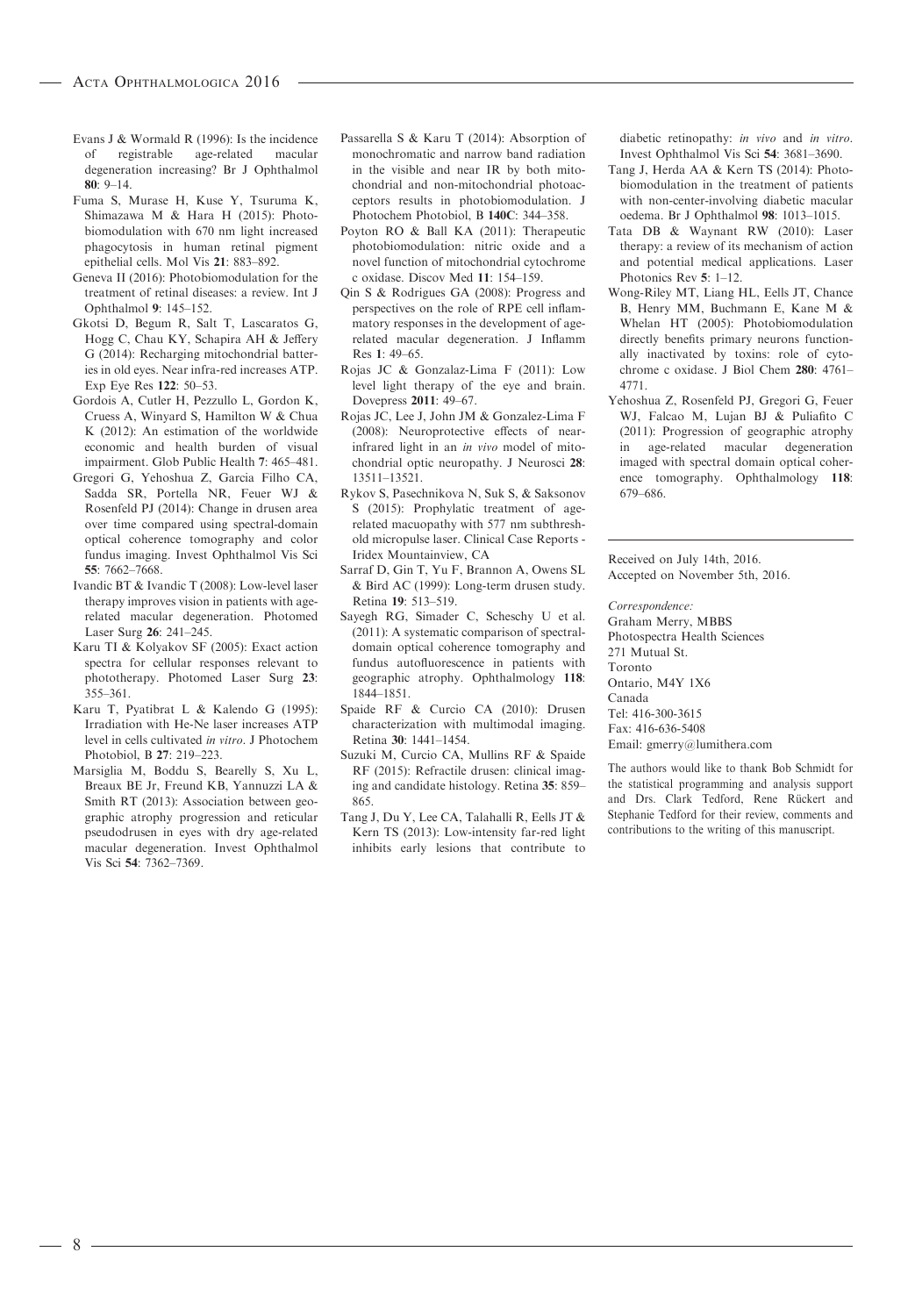Evans J & Wormald R (1996): Is the incidence of registrable age-related macular degeneration increasing? Br J Ophthalmol **80**: 9–14.

Fuma S, Murase H, Kuse Y, Tsuruma K, Shimazawa M & Hara H (2015): Photobiomodulation with 670 nm light increased phagocytosis in human retinal pigment epithelial cells. Mol Vis **21**: 883–892.

Geneva II (2016): Photobiomodulation for the treatment of retinal diseases: a review. Int J Ophthalmol **9**: 145–152.

Gkotsi D, Begum R, Salt T, Lascaratos G, Hogg C, Chau KY, Schapira AH & Jeffery G (2014): Recharging mitochondrial batteries in old eyes. Near infra-red increases ATP. Exp Eye Res **122**: 50–53.

Gordois A, Cutler H, Pezzullo L, Gordon K, Cruess A, Winyard S, Hamilton W & Chua K (2012): An estimation of the worldwide economic and health burden of visual impairment. Glob Public Health **7**: 465–481.

Gregori G, Yehoshua Z, Garcia Filho CA, Sadda SR, Portella NR, Feuer WJ & Rosenfeld PJ (2014): Change in drusen area over time compared using spectral-domain optical coherence tomography and color fundus imaging. Invest Ophthalmol Vis Sci **55**: 7662–7668.

Ivandic BT & Ivandic T (2008): Low-level laser therapy improves vision in patients with age-related macular degeneration. Photomed Laser Surg **26**: 241–245.

Karu TI & Kolyakov SF (2005): Exact action spectra for cellular responses relevant to phototherapy. Photomed Laser Surg **23**: 355–361.

Karu T, Pyatibrat L & Kalendo G (1995): Irradiation with He-Ne laser increases ATP level in cells cultivated *in vitro*. J Photochem Photobiol, B **27**: 219–223.

Marsiglia M, Boddu S, Bearelly S, Xu L, Breaux BE Jr, Freund KB, Yannuzzi LA & Smith RT (2013): Association between geographic atrophy progression and reticular pseudodrusen in eyes with dry age-related macular degeneration. Invest Ophthalmol Vis Sci **54**: 7362–7369.

Passarella S & Karu T (2014): Absorption of monochromatic and narrow band radiation in the visible and near IR by both mitochondrial and non-mitochondrial photoacceptors results in photobiomodulation. J Photochem Photobiol, B **140C**: 344–358.

Poyton RO & Ball KA (2011): Therapeutic photobiomodulation: nitric oxide and a novel function of mitochondrial cytochrome c oxidase. Discov Med **11**: 154–159.

Qin S & Rodrigues GA (2008): Progress and perspectives on the role of RPE cell inflammatory responses in the development of age-related macular degeneration. J Inflamm Res **1**: 49–65.

Rojas JC & Gonzalaz-Lima F (2011): Low level light therapy of the eye and brain. Dovepress **2011**: 49–67.

Rojas JC, Lee J, John JM & Gonzalez-Lima F (2008): Neuroprotective effects of near-infrared light in an *in vivo* model of mitochondrial optic neuropathy. J Neurosci **28**: 13511–13521.

Rykov S, Pasechnikova N, Suk S, & Saksonov S (2015): Prophylatic treatment of age-related macuopathy with 577 nm subthreshold micropulse laser. Clinical Case Reports - Iridex Mountainview, CA

Sarraf D, Gin T, Yu F, Brannon A, Owens SL & Bird AC (1999): Long-term drusen study. Retina **19**: 513–519.

Sayegh RG, Simader C, Scheschy U et al. (2011): A systematic comparison of spectral-domain optical coherence tomography and fundus autofluorescence in patients with geographic atrophy. Ophthalmology **118**: 1844–1851.

Spaide RF & Curcio CA (2010): Drusen characterization with multimodal imaging. Retina **30**: 1441–1454.

Suzuki M, Curcio CA, Mullins RF & Spaide RF (2015): Refractile drusen: clinical imaging and candidate histology. Retina **35**: 859–865.

Tang J, Du Y, Lee CA, Talahalli R, Eells JT & Kern TS (2013): Low-intensity far-red light inhibits early lesions that contribute to diabetic retinopathy: *in vivo* and *in vitro*. Invest Ophthalmol Vis Sci **54**: 3681–3690.

Tang J, Herda AA & Kern TS (2014): Photobiomodulation in the treatment of patients with non-center-involving diabetic macular oedema. Br J Ophthalmol **98**: 1013–1015.

Tata DB & Waynant RW (2010): Laser therapy: a review of its mechanism of action and potential medical applications. Laser Photonics Rev **5**: 1–12.

Wong-Riley MT, Liang HL, Eells JT, Chance B, Henry MM, Buchmann E, Kane M & Whelan HT (2005): Photobiomodulation directly benefits primary neurons functionally inactivated by toxins: role of cytochrome c oxidase. J Biol Chem **280**: 4761–4771.

Yehoshua Z, Rosenfeld PJ, Gregori G, Feuer WJ, Falcao M, Lujan BJ & Puliafito C (2011): Progression of geographic atrophy in age-related macular degeneration imaged with spectral domain optical coherence tomography. Ophthalmology **118**: 679–686.

---

Received on July 14th, 2016.
Accepted on November 5th, 2016.

*Correspondence:*
Graham Merry, MBBS
Photospectra Health Sciences
271 Mutual St.
Toronto
Ontario, M4Y 1X6
Canada
Tel: 416-300-3615
Fax: 416-636-5408
Email: gmerry@lumithera.com

The authors would like to thank Bob Schmidt for the statistical programming and analysis support and Drs. Clark Tedford, Rene Rückert and Stephanie Tedford for their review, comments and contributions to the writing of this manuscript.